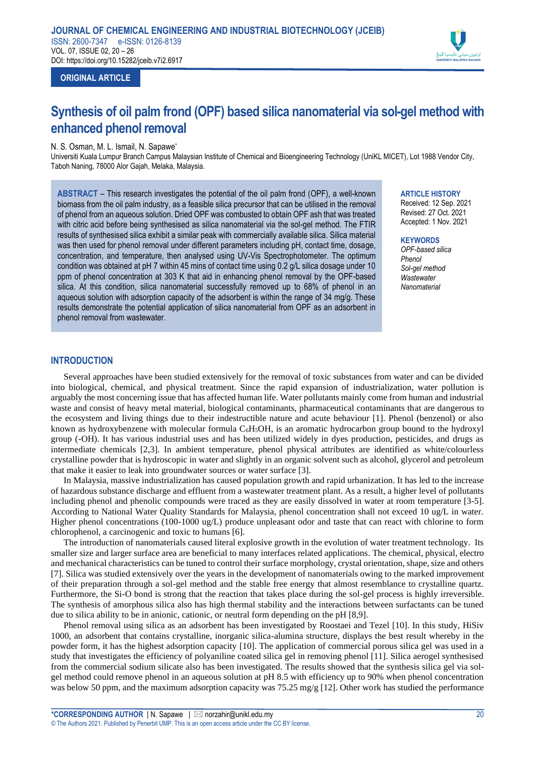ORIGINAL ARTICLE

# Synthesis of oil palm frond (OPF) based silica nanomaterial via sol-gel method with enhanced phenol removal

N. S. Osman, M. L. Ismail, N. Sapawe*

Universiti Kuala Lumpur Branch Campus Malaysian Institute of Chemical and Bioengineering Technology (UniKL MICET), Lot 1988 Vendor City, Taboh Naning, 78000 Alor Gajah, Melaka, Malaysia.

**ABSTRACT** – This research investigates the potential of the oil palm frond (OPF), a well-known biomass from the oil palm industry, as a feasible silica precursor that can be utilised in the removal of phenol from an aqueous solution. Dried OPF was combusted to obtain OPF ash that was treated with citric acid before being synthesised as silica nanomaterial via the sol-gel method. The FTIR results of synthesised silica exhibit a similar peak with commercially available silica. Silica material was then used for phenol removal under different parameters including pH, contact time, dosage, concentration, and temperature, then analysed using UV-Vis Spectrophotometer. The optimum condition was obtained at pH 7 within 45 mins of contact time using 0.2 g/L silica dosage under 10 ppm of phenol concentration at 303 K that aid in enhancing phenol removal by the OPF-based silica. At this condition, silica nanomaterial successfully removed up to 68% of phenol in an aqueous solution with adsorption capacity of the adsorbent is within the range of 34 mg/g. These results demonstrate the potential application of silica nanomaterial from OPF as an adsorbent in phenol removal from wastewater.

**ARTICLE HISTORY**

Received: 12 Sep. 2021
Revised: 27 Oct. 2021
Accepted: 1 Nov. 2021

**KEYWORDS**

*OPF-based silica*
*Phenol*
*Sol-gel method*
*Wastewater*
*Nanomaterial*

## INTRODUCTION

Several approaches have been studied extensively for the removal of toxic substances from water and can be divided into biological, chemical, and physical treatment. Since the rapid expansion of industrialization, water pollution is arguably the most concerning issue that has affected human life. Water pollutants mainly come from human and industrial waste and consist of heavy metal material, biological contaminants, pharmaceutical contaminants that are dangerous to the ecosystem and living things due to their indestructible nature and acute behaviour [1]. Phenol (benzenol) or also known as hydroxybenzene with molecular formula $C_6H_5OH$, is an aromatic hydrocarbon group bound to the hydroxyl group (-OH). It has various industrial uses and has been utilized widely in dyes production, pesticides, and drugs as intermediate chemicals [2,3]. In ambient temperature, phenol physical attributes are identified as white/colourless crystalline powder that is hydroscopic in water and slightly in an organic solvent such as alcohol, glycerol and petroleum that make it easier to leak into groundwater sources or water surface [3].

In Malaysia, massive industrialization has caused population growth and rapid urbanization. It has led to the increase of hazardous substance discharge and effluent from a wastewater treatment plant. As a result, a higher level of pollutants including phenol and phenolic compounds were traced as they are easily dissolved in water at room temperature [3-5]. According to National Water Quality Standards for Malaysia, phenol concentration shall not exceed 10 ug/L in water. Higher phenol concentrations (100-1000 ug/L) produce unpleasant odor and taste that can react with chlorine to form chlorophenol, a carcinogenic and toxic to humans [6].

The introduction of nanomaterials caused literal explosive growth in the evolution of water treatment technology. Its smaller size and larger surface area are beneficial to many interfaces related applications. The chemical, physical, electro and mechanical characteristics can be tuned to control their surface morphology, crystal orientation, shape, size and others [7]. Silica was studied extensively over the years in the development of nanomaterials owing to the marked improvement of their preparation through a sol-gel method and the stable free energy that almost resemblance to crystalline quartz. Furthermore, the Si-O bond is strong that the reaction that takes place during the sol-gel process is highly irreversible. The synthesis of amorphous silica also has high thermal stability and the interactions between surfactants can be tuned due to silica ability to be in anionic, cationic, or neutral form depending on the pH [8,9].

Phenol removal using silica as an adsorbent has been investigated by Roostaei and Tezel [10]. In this study, HiSiv 1000, an adsorbent that contains crystalline, inorganic silica-alumina structure, displays the best result whereby in the powder form, it has the highest adsorption capacity [10]. The application of commercial porous silica gel was used in a study that investigates the efficiency of polyaniline coated silica gel in removing phenol [11]. Silica aerogel synthesised from the commercial sodium silicate also has been investigated. The results showed that the synthesis silica gel via sol-gel method could remove phenol in an aqueous solution at pH 8.5 with efficiency up to 90% when phenol concentration was below 50 ppm, and the maximum adsorption capacity was 75.25 mg/g [12]. Other work has studied the performance

*CORRESPONDING AUTHOR | N. Sapawe | norzahir@unikl.edu.my

© The Authors 2021. Published by Penerbit UMP. This is an open access article under the CC BY license.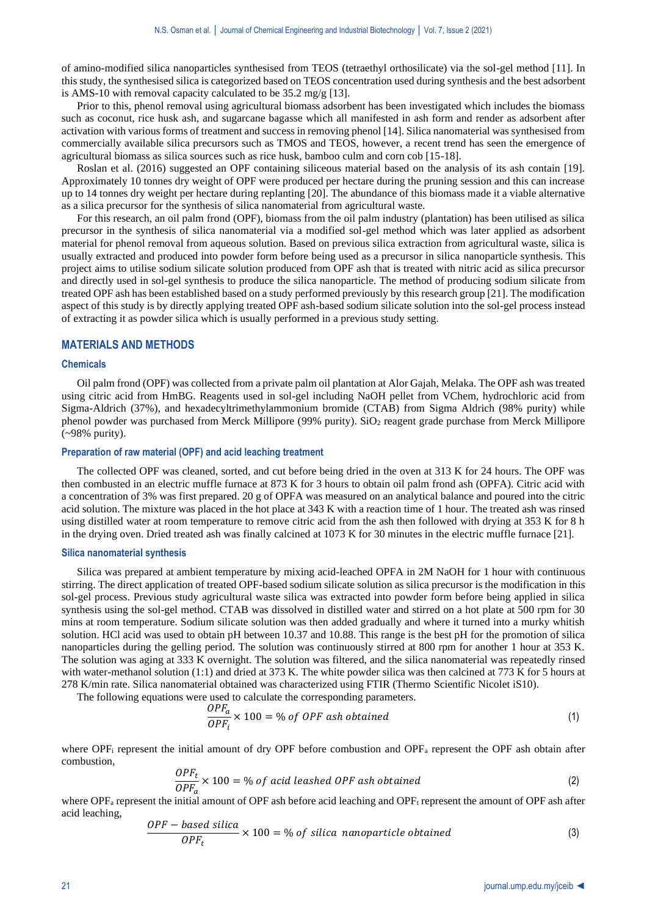of amino-modified silica nanoparticles synthesised from TEOS (tetraethyl orthosilicate) via the sol-gel method [11]. In this study, the synthesised silica is categorized based on TEOS concentration used during synthesis and the best adsorbent is AMS-10 with removal capacity calculated to be 35.2 mg/g [13].

Prior to this, phenol removal using agricultural biomass adsorbent has been investigated which includes the biomass such as coconut, rice husk ash, and sugarcane bagasse which all manifested in ash form and render as adsorbent after activation with various forms of treatment and success in removing phenol [14]. Silica nanomaterial was synthesised from commercially available silica precursors such as TMOS and TEOS, however, a recent trend has seen the emergence of agricultural biomass as silica sources such as rice husk, bamboo culm and corn cob [15-18].

Roslan et al. (2016) suggested an OPF containing siliceous material based on the analysis of its ash contain [19]. Approximately 10 tonnes dry weight of OPF were produced per hectare during the pruning session and this can increase up to 14 tonnes dry weight per hectare during replanting [20]. The abundance of this biomass made it a viable alternative as a silica precursor for the synthesis of silica nanomaterial from agricultural waste.

For this research, an oil palm frond (OPF), biomass from the oil palm industry (plantation) has been utilised as silica precursor in the synthesis of silica nanomaterial via a modified sol-gel method which was later applied as adsorbent material for phenol removal from aqueous solution. Based on previous silica extraction from agricultural waste, silica is usually extracted and produced into powder form before being used as a precursor in silica nanoparticle synthesis. This project aims to utilise sodium silicate solution produced from OPF ash that is treated with nitric acid as silica precursor and directly used in sol-gel synthesis to produce the silica nanoparticle. The method of producing sodium silicate from treated OPF ash has been established based on a study performed previously by this research group [21]. The modification aspect of this study is by directly applying treated OPF ash-based sodium silicate solution into the sol-gel process instead of extracting it as powder silica which is usually performed in a previous study setting.

## MATERIALS AND METHODS

### Chemicals

Oil palm frond (OPF) was collected from a private palm oil plantation at Alor Gajah, Melaka. The OPF ash was treated using citric acid from HmBG. Reagents used in sol-gel including NaOH pellet from VChem, hydrochloric acid from Sigma-Aldrich (37%), and hexadecyltrimethylammonium bromide (CTAB) from Sigma Aldrich (98% purity) while phenol powder was purchased from Merck Millipore (99% purity). $SiO_2$ reagent grade purchase from Merck Millipore (~98% purity).

### Preparation of raw material (OPF) and acid leaching treatment

The collected OPF was cleaned, sorted, and cut before being dried in the oven at 313 K for 24 hours. The OPF was then combusted in an electric muffle furnace at 873 K for 3 hours to obtain oil palm frond ash (OPFA). Citric acid with a concentration of 3% was first prepared. 20 g of OPFA was measured on an analytical balance and poured into the citric acid solution. The mixture was placed in the hot place at 343 K with a reaction time of 1 hour. The treated ash was rinsed using distilled water at room temperature to remove citric acid from the ash then followed with drying at 353 K for 8 h in the drying oven. Dried treated ash was finally calcined at 1073 K for 30 minutes in the electric muffle furnace [21].

### Silica nanomaterial synthesis

Silica was prepared at ambient temperature by mixing acid-leached OPFA in 2M NaOH for 1 hour with continuous stirring. The direct application of treated OPF-based sodium silicate solution as silica precursor is the modification in this sol-gel process. Previous study agricultural waste silica was extracted into powder form before being applied in silica synthesis using the sol-gel method. CTAB was dissolved in distilled water and stirred on a hot plate at 500 rpm for 30 mins at room temperature. Sodium silicate solution was then added gradually and where it turned into a murky whitish solution. HCl acid was used to obtain pH between 10.37 and 10.88. This range is the best pH for the promotion of silica nanoparticles during the gelling period. The solution was continuously stirred at 800 rpm for another 1 hour at 353 K. The solution was aging at 333 K overnight. The solution was filtered, and the silica nanomaterial was repeatedly rinsed with water-methanol solution (1:1) and dried at 373 K. The white powder silica was then calcined at 773 K for 5 hours at 278 K/min rate. Silica nanomaterial obtained was characterized using FTIR (Thermo Scientific Nicolet iS10).

The following equations were used to calculate the corresponding parameters.

$$\frac{OPF_a}{OPF_i} \times 100 = \%\ of\ OPF\ ash\ obtained \tag{1}$$

where $OPF_i$ represent the initial amount of dry OPF before combustion and $OPF_a$ represent the OPF ash obtain after combustion,

$$\frac{OPF_t}{OPF_a} \times 100 = \%\ of\ acid\ leashed\ OPF\ ash\ obtained \tag{2}$$

where $OPF_a$ represent the initial amount of OPF ash before acid leaching and $OPF_t$ represent the amount of OPF ash after acid leaching,

$$\frac{OPF - based\ silica}{OPF_t} \times 100 = \%\ of\ silica\ nanoparticle\ obtained \tag{3}$$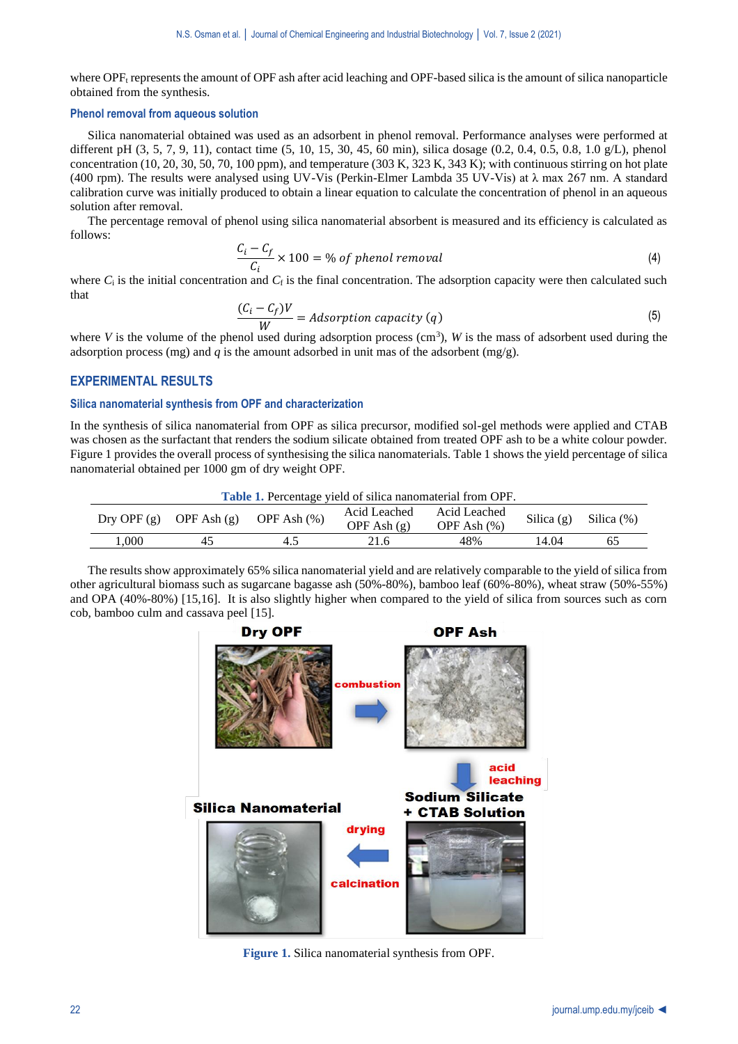where $OPF_t$ represents the amount of OPF ash after acid leaching and OPF-based silica is the amount of silica nanoparticle obtained from the synthesis.

### Phenol removal from aqueous solution

Silica nanomaterial obtained was used as an adsorbent in phenol removal. Performance analyses were performed at different pH (3, 5, 7, 9, 11), contact time (5, 10, 15, 30, 45, 60 min), silica dosage (0.2, 0.4, 0.5, 0.8, 1.0 g/L), phenol concentration (10, 20, 30, 50, 70, 100 ppm), and temperature (303 K, 323 K, 343 K); with continuous stirring on hot plate (400 rpm). The results were analysed using UV-Vis (Perkin-Elmer Lambda 35 UV-Vis) at λ max 267 nm. A standard calibration curve was initially produced to obtain a linear equation to calculate the concentration of phenol in an aqueous solution after removal.

The percentage removal of phenol using silica nanomaterial absorbent is measured and its efficiency is calculated as follows:

$$\frac{C_i - C_f}{C_i} \times 100 = \%\ of\ phenol\ removal \tag{4}$$

where $C_i$ is the initial concentration and $C_f$ is the final concentration. The adsorption capacity were then calculated such that

$$\frac{(C_i - C_f)V}{W} = Adsorption\ capacity\ (q) \tag{5}$$

where $V$ is the volume of the phenol used during adsorption process ($cm^3$), $W$ is the mass of adsorbent used during the adsorption process (mg) and $q$ is the amount adsorbed in unit mas of the adsorbent (mg/g).

## EXPERIMENTAL RESULTS

### Silica nanomaterial synthesis from OPF and characterization

In the synthesis of silica nanomaterial from OPF as silica precursor, modified sol-gel methods were applied and CTAB was chosen as the surfactant that renders the sodium silicate obtained from treated OPF ash to be a white colour powder. Figure 1 provides the overall process of synthesising the silica nanomaterials. Table 1 shows the yield percentage of silica nanomaterial obtained per 1000 gm of dry weight OPF.

Table 1. Percentage yield of silica nanomaterial from OPF.

| Dry OPF (g) | OPF Ash (g) | OPF Ash (%) | Acid Leached OPF Ash (g) | Acid Leached OPF Ash (%) | Silica (g) | Silica (%) |
|---|---|---|---|---|---|---|
| 1,000 | 45 | 4.5 | 21.6 | 48% | 14.04 | 65 |

The results show approximately 65% silica nanomaterial yield and are relatively comparable to the yield of silica from other agricultural biomass such as sugarcane bagasse ash (50%-80%), bamboo leaf (60%-80%), wheat straw (50%-55%) and OPA (40%-80%) [15,16]. It is also slightly higher when compared to the yield of silica from sources such as corn cob, bamboo culm and cassava peel [15].

Figure 1. Silica nanomaterial synthesis from OPF.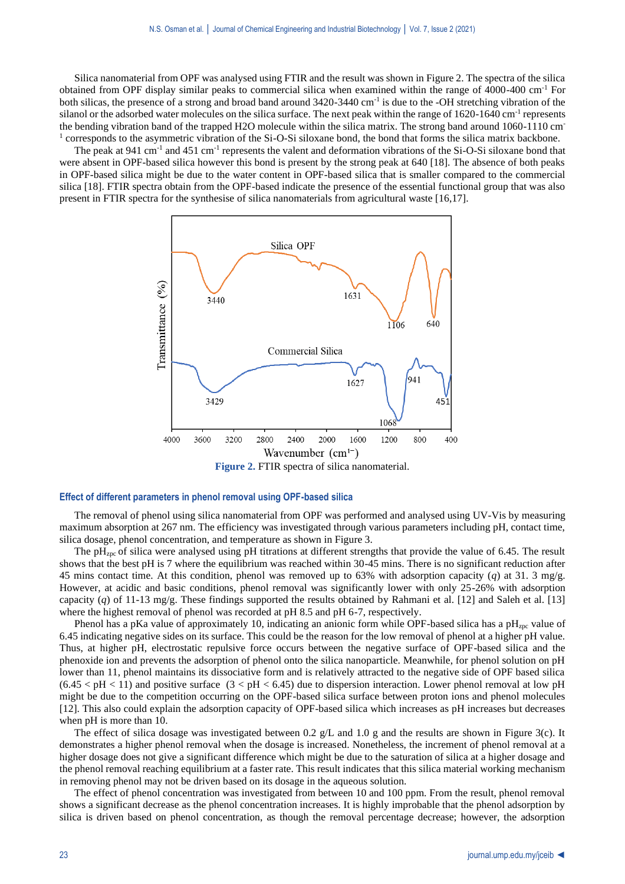Silica nanomaterial from OPF was analysed using FTIR and the result was shown in Figure 2. The spectra of the silica obtained from OPF display similar peaks to commercial silica when examined within the range of 4000-400 $cm^{-1}$ For both silicas, the presence of a strong and broad band around 3420-3440 $cm^{-1}$ is due to the -OH stretching vibration of the silanol or the adsorbed water molecules on the silica surface. The next peak within the range of 1620-1640 $cm^{-1}$ represents the bending vibration band of the trapped H2O molecule within the silica matrix. The strong band around 1060-1110 $cm^{-1}$ corresponds to the asymmetric vibration of the Si-O-Si siloxane bond, the bond that forms the silica matrix backbone.

The peak at 941 $cm^{-1}$ and 451 $cm^{-1}$ represents the valent and deformation vibrations of the Si-O-Si siloxane bond that were absent in OPF-based silica however this bond is present by the strong peak at 640 [18]. The absence of both peaks in OPF-based silica might be due to the water content in OPF-based silica that is smaller compared to the commercial silica [18]. FTIR spectra obtain from the OPF-based indicate the presence of the essential functional group that was also present in FTIR spectra for the synthesise of silica nanomaterials from agricultural waste [16,17].

**Figure 2.** FTIR spectra of silica nanomaterial.

### Effect of different parameters in phenol removal using OPF-based silica

The removal of phenol using silica nanomaterial from OPF was performed and analysed using UV-Vis by measuring maximum absorption at 267 nm. The efficiency was investigated through various parameters including pH, contact time, silica dosage, phenol concentration, and temperature as shown in Figure 3.

The $pH_{zpc}$ of silica were analysed using pH titrations at different strengths that provide the value of 6.45. The result shows that the best pH is 7 where the equilibrium was reached within 30-45 mins. There is no significant reduction after 45 mins contact time. At this condition, phenol was removed up to 63% with adsorption capacity ($q$) at 31. 3 mg/g. However, at acidic and basic conditions, phenol removal was significantly lower with only 25-26% with adsorption capacity ($q$) of 11-13 mg/g. These findings supported the results obtained by Rahmani et al. [12] and Saleh et al. [13] where the highest removal of phenol was recorded at pH 8.5 and pH 6-7, respectively.

Phenol has a pKa value of approximately 10, indicating an anionic form while OPF-based silica has a $pH_{zpc}$ value of 6.45 indicating negative sides on its surface. This could be the reason for the low removal of phenol at a higher pH value. Thus, at higher pH, electrostatic repulsive force occurs between the negative surface of OPF-based silica and the phenoxide ion and prevents the adsorption of phenol onto the silica nanoparticle. Meanwhile, for phenol solution on pH lower than 11, phenol maintains its dissociative form and is relatively attracted to the negative side of OPF based silica ($6.45 < pH < 11$) and positive surface ($3 < pH < 6.45$) due to dispersion interaction. Lower phenol removal at low pH might be due to the competition occurring on the OPF-based silica surface between proton ions and phenol molecules [12]. This also could explain the adsorption capacity of OPF-based silica which increases as pH increases but decreases when pH is more than 10.

The effect of silica dosage was investigated between 0.2 g/L and 1.0 g and the results are shown in Figure 3(c). It demonstrates a higher phenol removal when the dosage is increased. Nonetheless, the increment of phenol removal at a higher dosage does not give a significant difference which might be due to the saturation of silica at a higher dosage and the phenol removal reaching equilibrium at a faster rate. This result indicates that this silica material working mechanism in removing phenol may not be driven based on its dosage in the aqueous solution.

The effect of phenol concentration was investigated from between 10 and 100 ppm. From the result, phenol removal shows a significant decrease as the phenol concentration increases. It is highly improbable that the phenol adsorption by silica is driven based on phenol concentration, as though the removal percentage decrease; however, the adsorption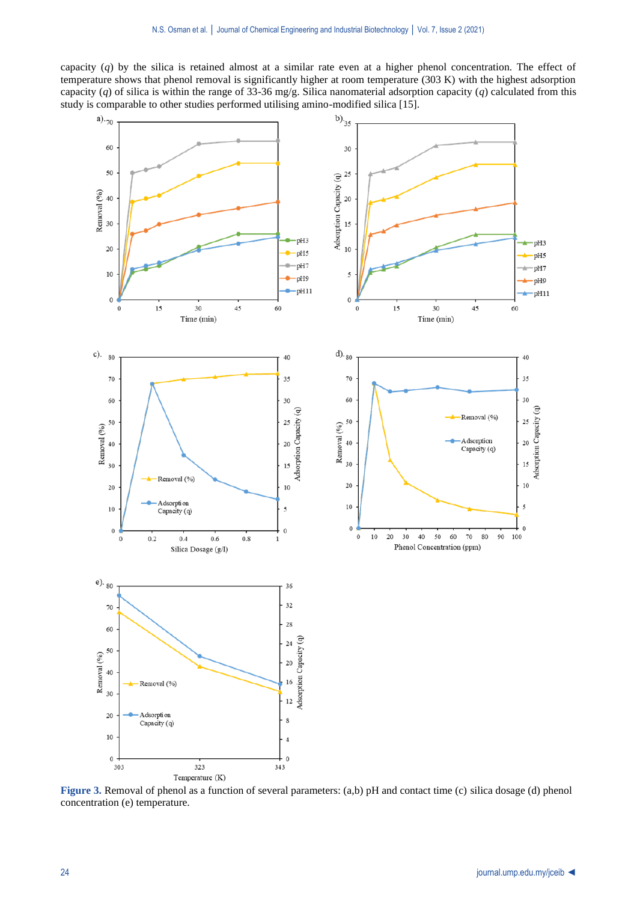capacity ($q$) by the silica is retained almost at a similar rate even at a higher phenol concentration. The effect of temperature shows that phenol removal is significantly higher at room temperature (303 K) with the highest adsorption capacity ($q$) of silica is within the range of 33-36 mg/g. Silica nanomaterial adsorption capacity ($q$) calculated from this study is comparable to other studies performed utilising amino-modified silica [15].

**Figure 3.** Removal of phenol as a function of several parameters: (a,b) pH and contact time (c) silica dosage (d) phenol concentration (e) temperature.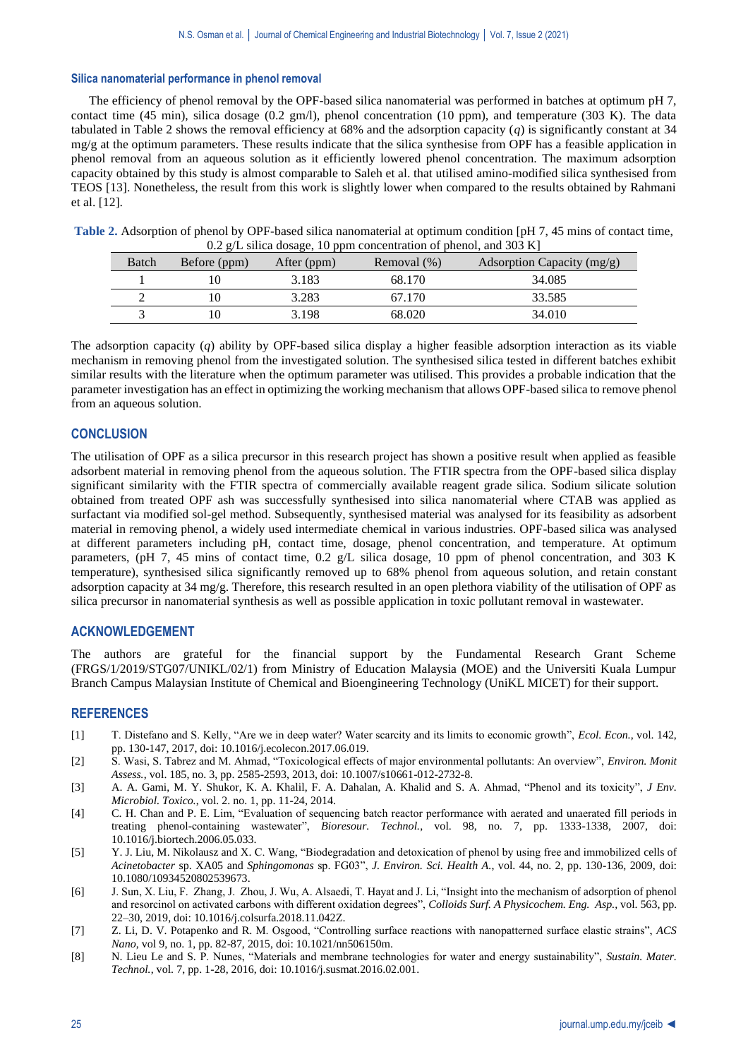### Silica nanomaterial performance in phenol removal

The efficiency of phenol removal by the OPF-based silica nanomaterial was performed in batches at optimum pH 7, contact time (45 min), silica dosage (0.2 gm/l), phenol concentration (10 ppm), and temperature (303 K). The data tabulated in Table 2 shows the removal efficiency at 68% and the adsorption capacity (*q*) is significantly constant at 34 mg/g at the optimum parameters. These results indicate that the silica synthesise from OPF has a feasible application in phenol removal from an aqueous solution as it efficiently lowered phenol concentration. The maximum adsorption capacity obtained by this study is almost comparable to Saleh et al. that utilised amino-modified silica synthesised from TEOS [13]. Nonetheless, the result from this work is slightly lower when compared to the results obtained by Rahmani et al. [12].

**Table 2.** Adsorption of phenol by OPF-based silica nanomaterial at optimum condition [pH 7, 45 mins of contact time, 0.2 g/L silica dosage, 10 ppm concentration of phenol, and 303 K]

| Batch | Before (ppm) | After (ppm) | Removal (%) | Adsorption Capacity (mg/g) |
|---|---|---|---|---|
| 1 | 10 | 3.183 | 68.170 | 34.085 |
| 2 | 10 | 3.283 | 67.170 | 33.585 |
| 3 | 10 | 3.198 | 68.020 | 34.010 |

The adsorption capacity (*q*) ability by OPF-based silica display a higher feasible adsorption interaction as its viable mechanism in removing phenol from the investigated solution. The synthesised silica tested in different batches exhibit similar results with the literature when the optimum parameter was utilised. This provides a probable indication that the parameter investigation has an effect in optimizing the working mechanism that allows OPF-based silica to remove phenol from an aqueous solution.

## CONCLUSION

The utilisation of OPF as a silica precursor in this research project has shown a positive result when applied as feasible adsorbent material in removing phenol from the aqueous solution. The FTIR spectra from the OPF-based silica display significant similarity with the FTIR spectra of commercially available reagent grade silica. Sodium silicate solution obtained from treated OPF ash was successfully synthesised into silica nanomaterial where CTAB was applied as surfactant via modified sol-gel method. Subsequently, synthesised material was analysed for its feasibility as adsorbent material in removing phenol, a widely used intermediate chemical in various industries. OPF-based silica was analysed at different parameters including pH, contact time, dosage, phenol concentration, and temperature. At optimum parameters, (pH 7, 45 mins of contact time, 0.2 g/L silica dosage, 10 ppm of phenol concentration, and 303 K temperature), synthesised silica significantly removed up to 68% phenol from aqueous solution, and retain constant adsorption capacity at 34 mg/g. Therefore, this research resulted in an open plethora viability of the utilisation of OPF as silica precursor in nanomaterial synthesis as well as possible application in toxic pollutant removal in wastewater.

## ACKNOWLEDGEMENT

The authors are grateful for the financial support by the Fundamental Research Grant Scheme (FRGS/1/2019/STG07/UNIKL/02/1) from Ministry of Education Malaysia (MOE) and the Universiti Kuala Lumpur Branch Campus Malaysian Institute of Chemical and Bioengineering Technology (UniKL MICET) for their support.

## REFERENCES

[1] T. Distefano and S. Kelly, "Are we in deep water? Water scarcity and its limits to economic growth", *Ecol. Econ.*, vol. 142, pp. 130-147, 2017, doi: 10.1016/j.ecolecon.2017.06.019.

[2] S. Wasi, S. Tabrez and M. Ahmad, "Toxicological effects of major environmental pollutants: An overview", *Environ. Monit Assess.*, vol. 185, no. 3, pp. 2585-2593, 2013, doi: 10.1007/s10661-012-2732-8.

[3] A. A. Gami, M. Y. Shukor, K. A. Khalil, F. A. Dahalan, A. Khalid and S. A. Ahmad, "Phenol and its toxicity", *J Env. Microbiol. Toxico.*, vol. 2. no. 1, pp. 11-24, 2014.

[4] C. H. Chan and P. E. Lim, "Evaluation of sequencing batch reactor performance with aerated and unaerated fill periods in treating phenol-containing wastewater", *Bioresour. Technol.*, vol. 98, no. 7, pp. 1333-1338, 2007, doi: 10.1016/j.biortech.2006.05.033.

[5] Y. J. Liu, M. Nikolausz and X. C. Wang, "Biodegradation and detoxication of phenol by using free and immobilized cells of *Acinetobacter* sp. XA05 and *Sphingomonas* sp. FG03", *J. Environ. Sci. Health A.*, vol. 44, no. 2, pp. 130-136, 2009, doi: 10.1080/10934520802539673.

[6] J. Sun, X. Liu, F. Zhang, J. Zhou, J. Wu, A. Alsaedi, T. Hayat and J. Li, "Insight into the mechanism of adsorption of phenol and resorcinol on activated carbons with different oxidation degrees", *Colloids Surf. A Physicochem. Eng. Asp.*, vol. 563, pp. 22–30, 2019, doi: 10.1016/j.colsurfa.2018.11.042Z.

[7] Z. Li, D. V. Potapenko and R. M. Osgood, "Controlling surface reactions with nanopatterned surface elastic strains", *ACS Nano*, vol 9, no. 1, pp. 82-87, 2015, doi: 10.1021/nn506150m.

[8] N. Lieu Le and S. P. Nunes, "Materials and membrane technologies for water and energy sustainability", *Sustain. Mater. Technol.*, vol. 7, pp. 1-28, 2016, doi: 10.1016/j.susmat.2016.02.001.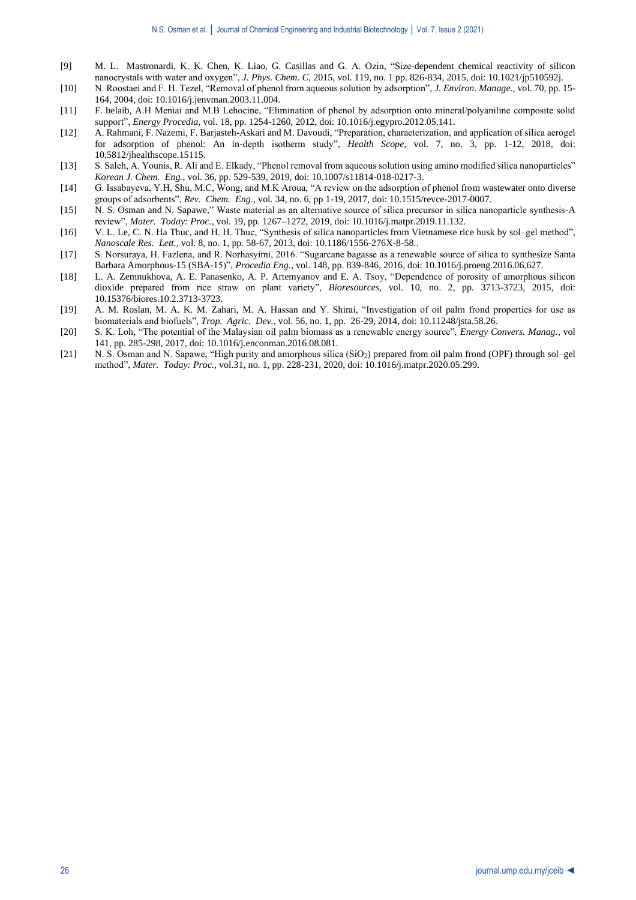[9] M. L. Mastronardi, K. K. Chen, K. Liao, G. Casillas and G. A. Ozin, "Size-dependent chemical reactivity of silicon nanocrystals with water and oxygen", *J. Phys. Chem. C*, 2015, vol. 119, no. 1 pp. 826-834, 2015, doi: 10.1021/jp510592j.

[10] N. Roostaei and F. H. Tezel, "Removal of phenol from aqueous solution by adsorption", *J. Environ. Manage.*, vol. 70, pp. 15-164, 2004, doi: 10.1016/j.jenvman.2003.11.004.

[11] F. belaib, A.H Meniai and M.B Lehocine, "Elimination of phenol by adsorption onto mineral/polyaniline composite solid support", *Energy Procedia*, vol. 18, pp. 1254-1260, 2012, doi: 10.1016/j.egypro.2012.05.141.

[12] A. Rahmani, F. Nazemi, F. Barjasteh-Askari and M. Davoudi, "Preparation, characterization, and application of silica aerogel for adsorption of phenol: An in-depth isotherm study", *Health Scope*, vol. 7, no. 3, pp. 1-12, 2018, doi: 10.5812/jhealthscope.15115.

[13] S. Saleh, A. Younis, R. Ali and E. Elkady, "Phenol removal from aqueous solution using amino modified silica nanoparticles" *Korean J. Chem. Eng.*, vol. 36, pp. 529-539, 2019, doi: 10.1007/s11814-018-0217-3.

[14] G. Issabayeva, Y.H, Shu, M.C, Wong, and M.K Aroua, "A review on the adsorption of phenol from wastewater onto diverse groups of adsorbents", *Rev. Chem. Eng.*, vol. 34, no. 6, pp 1-19, 2017, doi: 10.1515/revce-2017-0007.

[15] N. S. Osman and N. Sapawe," Waste material as an alternative source of silica precursor in silica nanoparticle synthesis-A review", *Mater. Today: Proc.*, vol. 19, pp. 1267–1272, 2019, doi: 10.1016/j.matpr.2019.11.132.

[16] V. L. Le, C. N. Ha Thuc, and H. H. Thuc, "Synthesis of silica nanoparticles from Vietnamese rice husk by sol–gel method", *Nanoscale Res. Lett.*, vol. 8, no. 1, pp. 58-67, 2013, doi: 10.1186/1556-276X-8-58..

[17] S. Norsuraya, H. Fazlena, and R. Norhasyimi, 2016. "Sugarcane bagasse as a renewable source of silica to synthesize Santa Barbara Amorphous-15 (SBA-15)", *Procedia Eng.*, vol. 148, pp. 839-846, 2016, doi: 10.1016/j.proeng.2016.06.627.

[18] L. A. Zemnukhova, A. E. Panasenko, A. P. Artemyanov and E. A. Tsoy, "Dependence of porosity of amorphous silicon dioxide prepared from rice straw on plant variety", *Bioresources*, vol. 10, no. 2, pp. 3713-3723, 2015, doi: 10.15376/biores.10.2.3713-3723.

[19] A. M. Roslan, M. A. K. M. Zahari, M. A. Hassan and Y. Shirai, "Investigation of oil palm frond properties for use as biomaterials and biofuels", *Trop. Agric. Dev.*, vol. 56, no. 1, pp. 26-29, 2014, doi: 10.11248/jsta.58.26.

[20] S. K. Loh, "The potential of the Malaysian oil palm biomass as a renewable energy source", *Energy Convers. Manag.*, vol 141, pp. 285-298, 2017, doi: 10.1016/j.enconman.2016.08.081.

[21] N. S. Osman and N. Sapawe, "High purity and amorphous silica ($SiO_2$) prepared from oil palm frond (OPF) through sol–gel method", *Mater. Today: Proc.*, vol.31, no. 1, pp. 228-231, 2020, doi: 10.1016/j.matpr.2020.05.299.